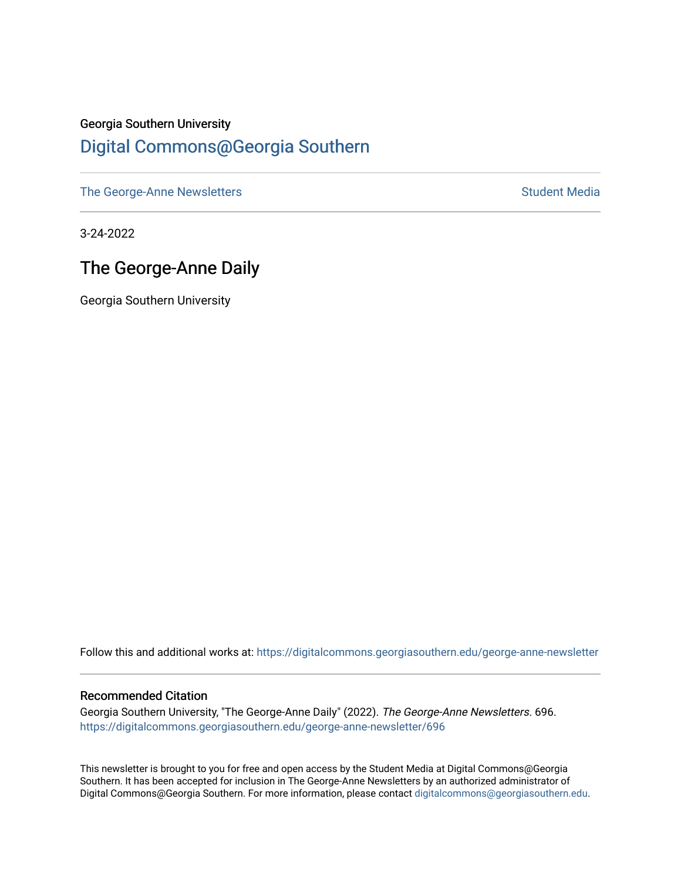Georgia Southern University

# Digital Commons@Georgia Southern

The George-Anne Newsletters | Student Media

3-24-2022

## The George-Anne Daily

Georgia Southern University

Follow this and additional works at: https://digitalcommons.georgiasouthern.edu/george-anne-newsletter

### Recommended Citation

Georgia Southern University, "The George-Anne Daily" (2022). *The George-Anne Newsletters*. 696.
https://digitalcommons.georgiasouthern.edu/george-anne-newsletter/696

This newsletter is brought to you for free and open access by the Student Media at Digital Commons@Georgia Southern. It has been accepted for inclusion in The George-Anne Newsletters by an authorized administrator of Digital Commons@Georgia Southern. For more information, please contact digitalcommons@georgiasouthern.edu.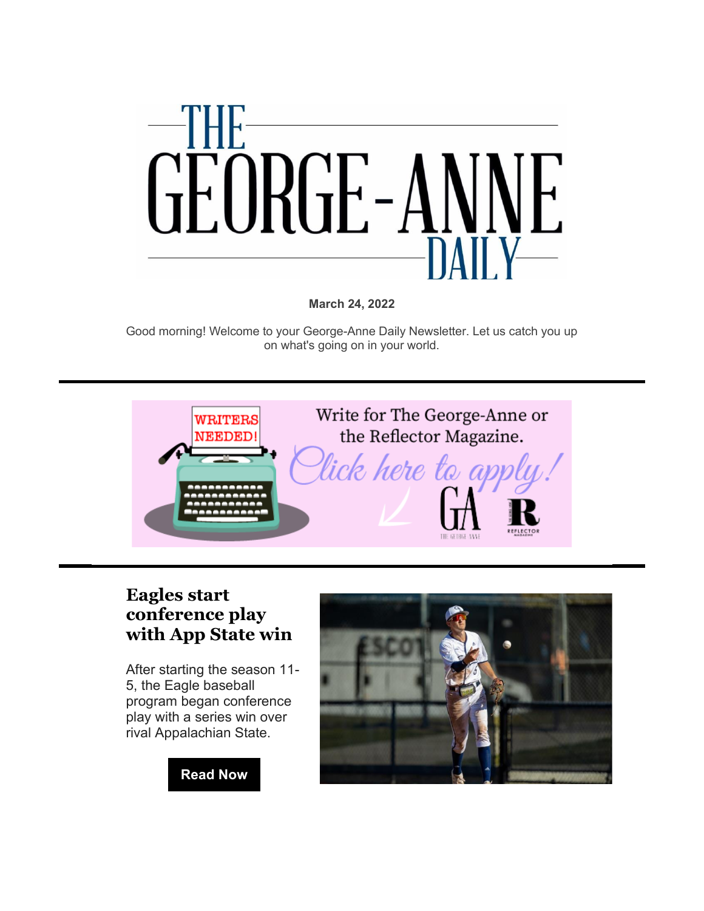# THE GEORGE-ANNE DAILY

**March 24, 2022**

Good morning! Welcome to your George-Anne Daily Newsletter. Let us catch you up on what's going on in your world.

---

WRITERS NEEDED!

Write for The George-Anne or the Reflector Magazine.

*Click here to apply!*

---

### Eagles start conference play with App State win

After starting the season 11-5, the Eagle baseball program began conference play with a series win over rival Appalachian State.

**Read Now**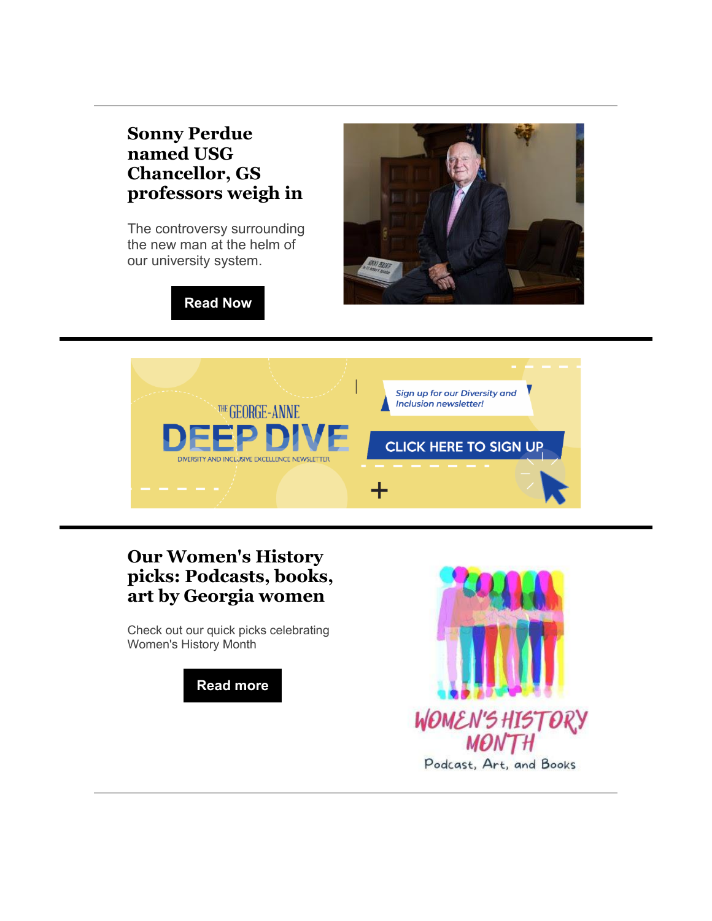## Sonny Perdue named USG Chancellor, GS professors weigh in

The controversy surrounding the new man at the helm of our university system.

**Read Now**

---

THE GEORGE-ANNE

DEEP DIVE

DIVERSITY AND INCLUSIVE EXCELLENCE NEWSLETTER

*Sign up for our Diversity and Inclusion newsletter!*

CLICK HERE TO SIGN UP

---

## Our Women's History picks: Podcasts, books, art by Georgia women

Check out our quick picks celebrating Women's History Month

**Read more**

WOMEN'S HISTORY MONTH

Podcast, Art, and Books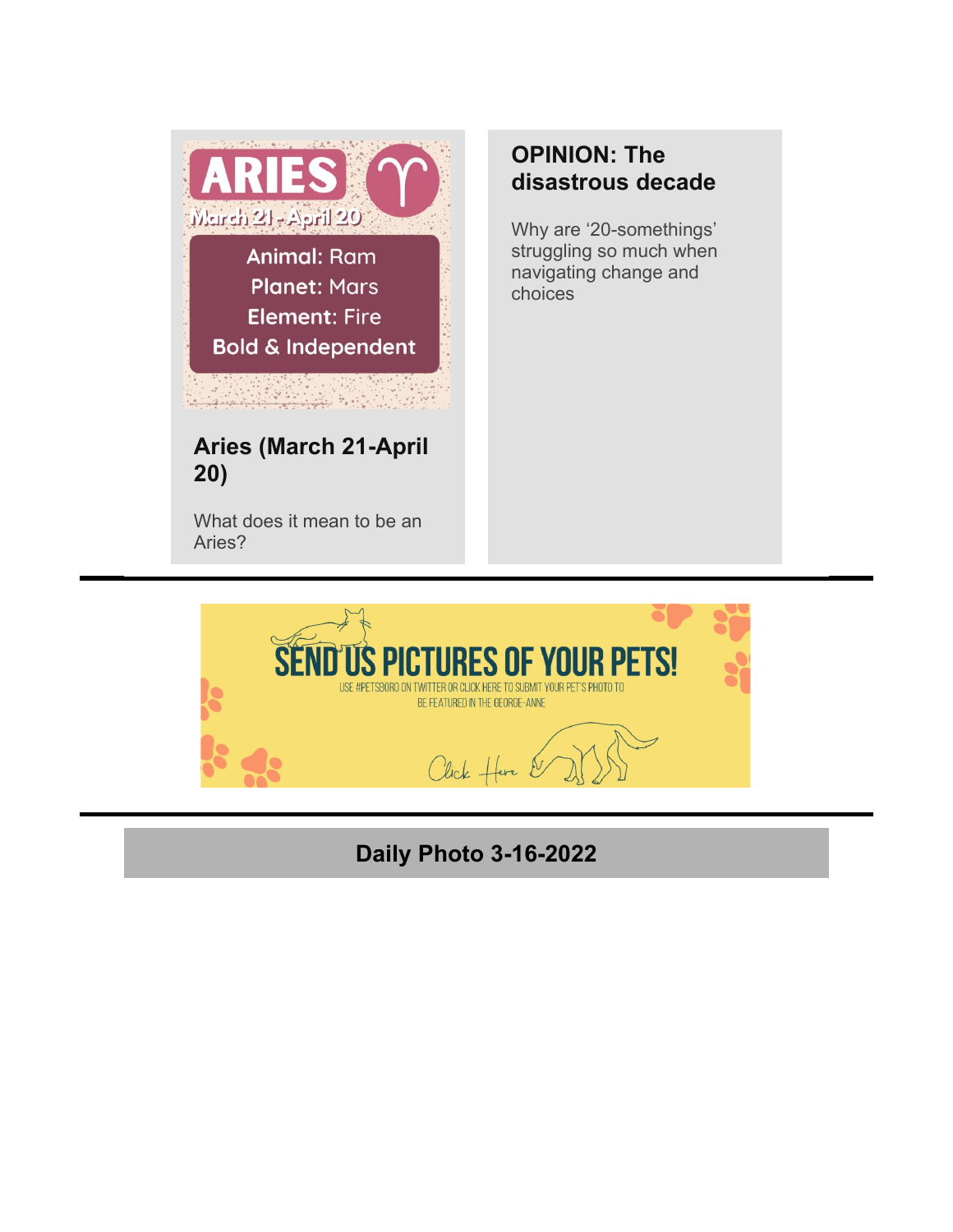ARIES

March 21 - April 20

Animal: Ram
Planet: Mars
Element: Fire
Bold & Independent

### Aries (March 21-April 20)

What does it mean to be an Aries?

### OPINION: The disastrous decade

Why are '20-somethings' struggling so much when navigating change and choices

---

SEND US PICTURES OF YOUR PETS!

USE #PETSBORO ON TWITTER OR CLICK HERE TO SUBMIT YOUR PET'S PHOTO TO BE FEATURED IN THE GEORGE-ANNE

Click Here

---

## Daily Photo 3-16-2022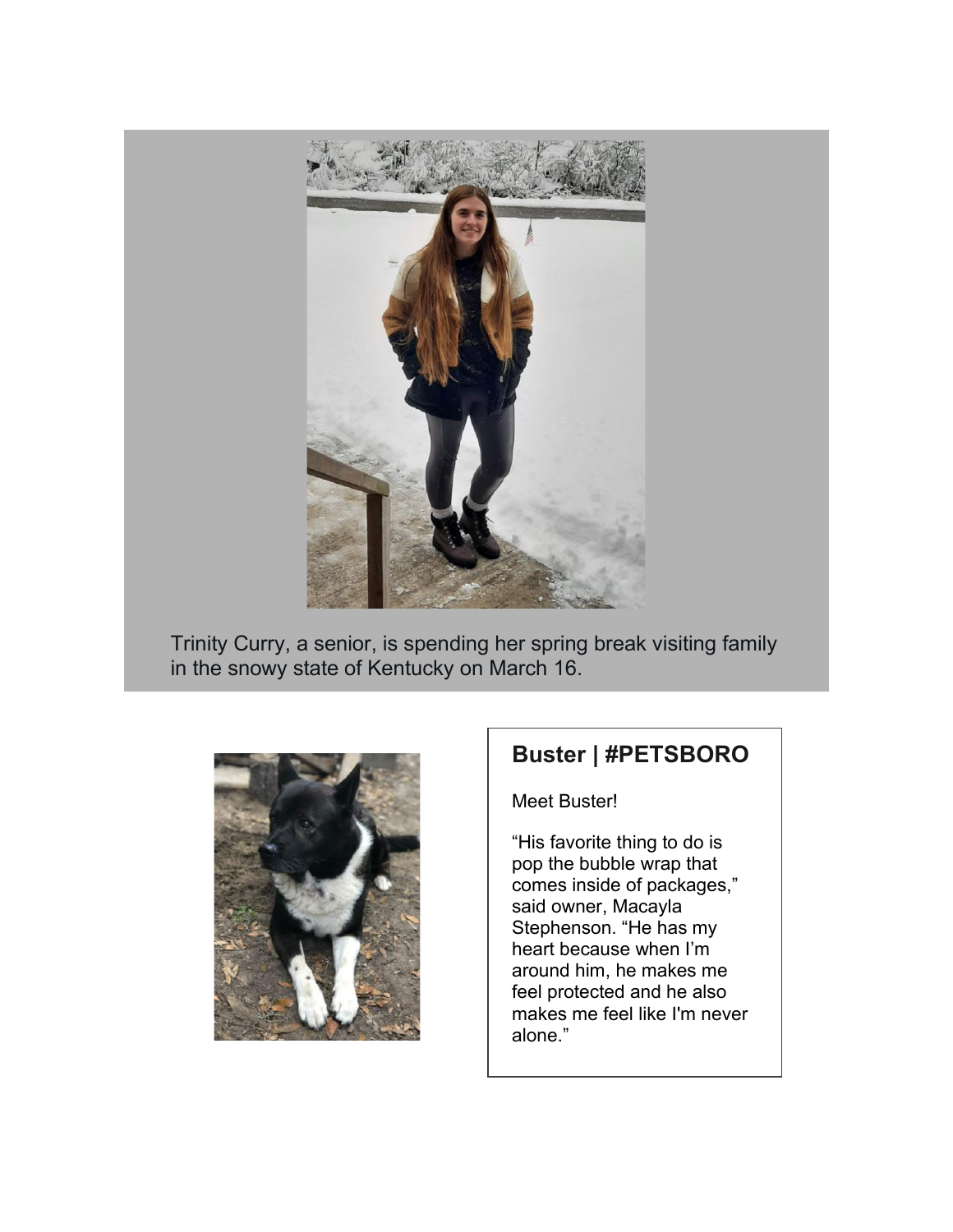Trinity Curry, a senior, is spending her spring break visiting family in the snowy state of Kentucky on March 16.

## Buster | #PETSBORO

Meet Buster!

“His favorite thing to do is pop the bubble wrap that comes inside of packages,” said owner, Macayla Stephenson. “He has my heart because when I’m around him, he makes me feel protected and he also makes me feel like I'm never alone.”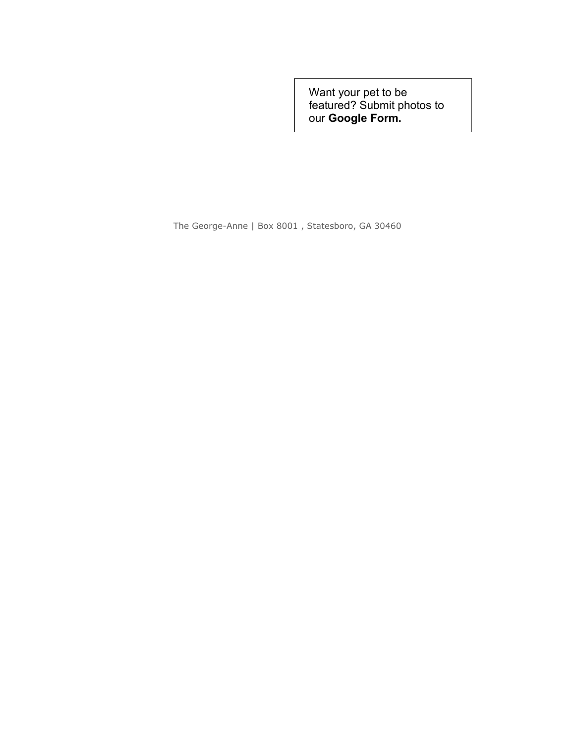Want your pet to be featured? Submit photos to our **Google Form.**

The George-Anne | Box 8001 , Statesboro, GA 30460